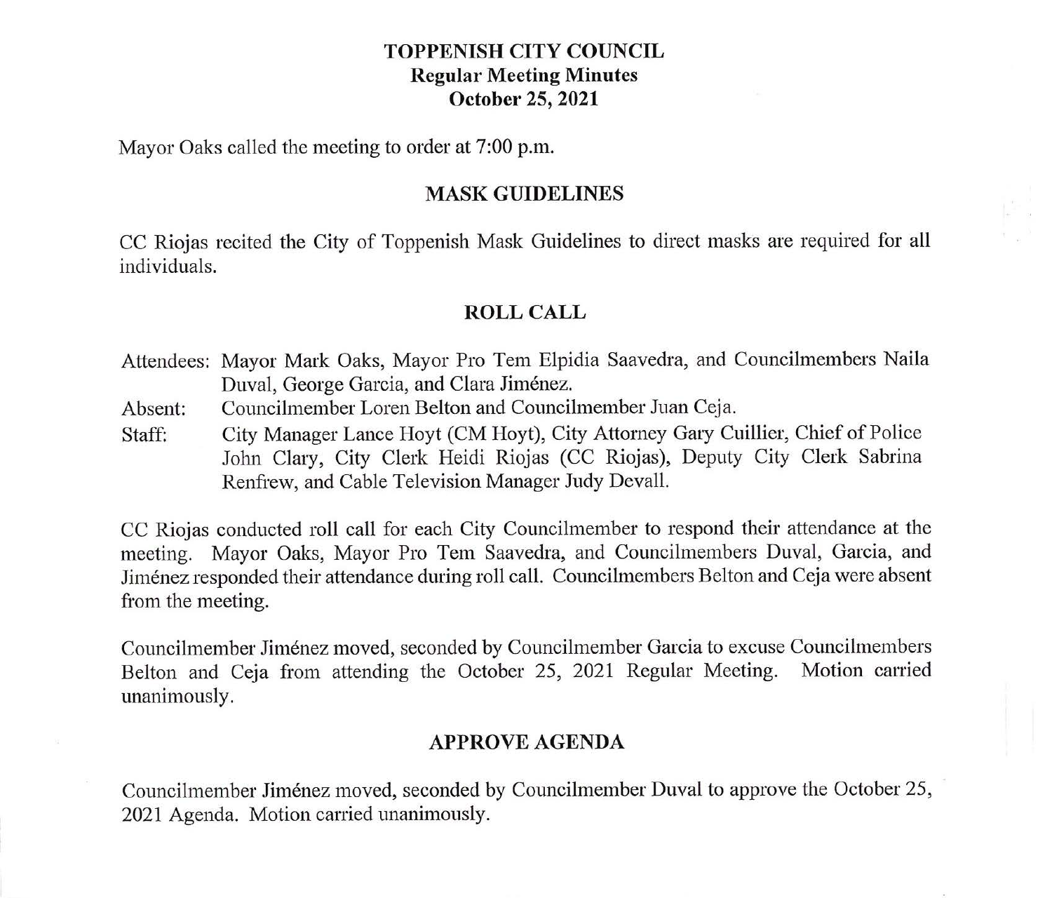# TOPPENISH CITY COUNCIL
## Regular Meeting Minutes
## October 25, 2021

Mayor Oaks called the meeting to order at 7:00 p.m.

## MASK GUIDELINES

CC Riojas recited the City of Toppenish Mask Guidelines to direct masks are required for all individuals.

## ROLL CALL

Attendees: Mayor Mark Oaks, Mayor Pro Tem Elpidia Saavedra, and Councilmembers Naila Duval, George Garcia, and Clara Jiménez.

Absent: Councilmember Loren Belton and Councilmember Juan Ceja.

Staff: City Manager Lance Hoyt (CM Hoyt), City Attorney Gary Cuillier, Chief of Police John Clary, City Clerk Heidi Riojas (CC Riojas), Deputy City Clerk Sabrina Renfrew, and Cable Television Manager Judy Devall.

CC Riojas conducted roll call for each City Councilmember to respond their attendance at the meeting. Mayor Oaks, Mayor Pro Tem Saavedra, and Councilmembers Duval, Garcia, and Jiménez responded their attendance during roll call. Councilmembers Belton and Ceja were absent from the meeting.

Councilmember Jiménez moved, seconded by Councilmember Garcia to excuse Councilmembers Belton and Ceja from attending the October 25, 2021 Regular Meeting. Motion carried unanimously.

## APPROVE AGENDA

Councilmember Jiménez moved, seconded by Councilmember Duval to approve the October 25, 2021 Agenda. Motion carried unanimously.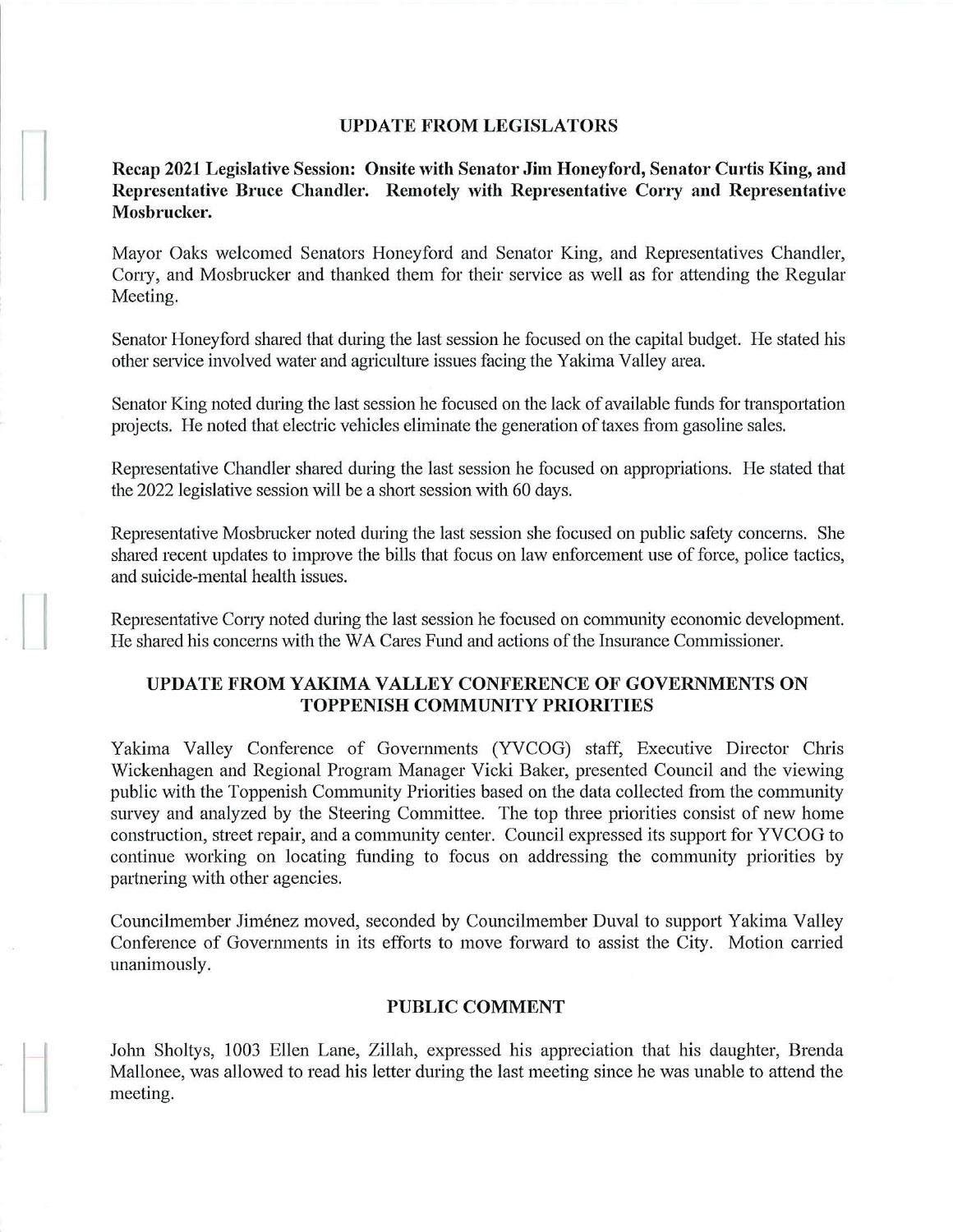## UPDATE FROM LEGISLATORS

**Recap 2021 Legislative Session: Onsite with Senator Jim Honeyford, Senator Curtis King, and Representative Bruce Chandler. Remotely with Representative Corry and Representative Mosbrucker.**

Mayor Oaks welcomed Senators Honeyford and Senator King, and Representatives Chandler, Corry, and Mosbrucker and thanked them for their service as well as for attending the Regular Meeting.

Senator Honeyford shared that during the last session he focused on the capital budget. He stated his other service involved water and agriculture issues facing the Yakima Valley area.

Senator King noted during the last session he focused on the lack of available funds for transportation projects. He noted that electric vehicles eliminate the generation of taxes from gasoline sales.

Representative Chandler shared during the last session he focused on appropriations. He stated that the 2022 legislative session will be a short session with 60 days.

Representative Mosbrucker noted during the last session she focused on public safety concerns. She shared recent updates to improve the bills that focus on law enforcement use of force, police tactics, and suicide-mental health issues.

Representative Corry noted during the last session he focused on community economic development. He shared his concerns with the WA Cares Fund and actions of the Insurance Commissioner.

## UPDATE FROM YAKIMA VALLEY CONFERENCE OF GOVERNMENTS ON TOPPENISH COMMUNITY PRIORITIES

Yakima Valley Conference of Governments (YVCOG) staff, Executive Director Chris Wickenhagen and Regional Program Manager Vicki Baker, presented Council and the viewing public with the Toppenish Community Priorities based on the data collected from the community survey and analyzed by the Steering Committee. The top three priorities consist of new home construction, street repair, and a community center. Council expressed its support for YVCOG to continue working on locating funding to focus on addressing the community priorities by partnering with other agencies.

Councilmember Jiménez moved, seconded by Councilmember Duval to support Yakima Valley Conference of Governments in its efforts to move forward to assist the City. Motion carried unanimously.

## PUBLIC COMMENT

John Sholtys, 1003 Ellen Lane, Zillah, expressed his appreciation that his daughter, Brenda Mallonee, was allowed to read his letter during the last meeting since he was unable to attend the meeting.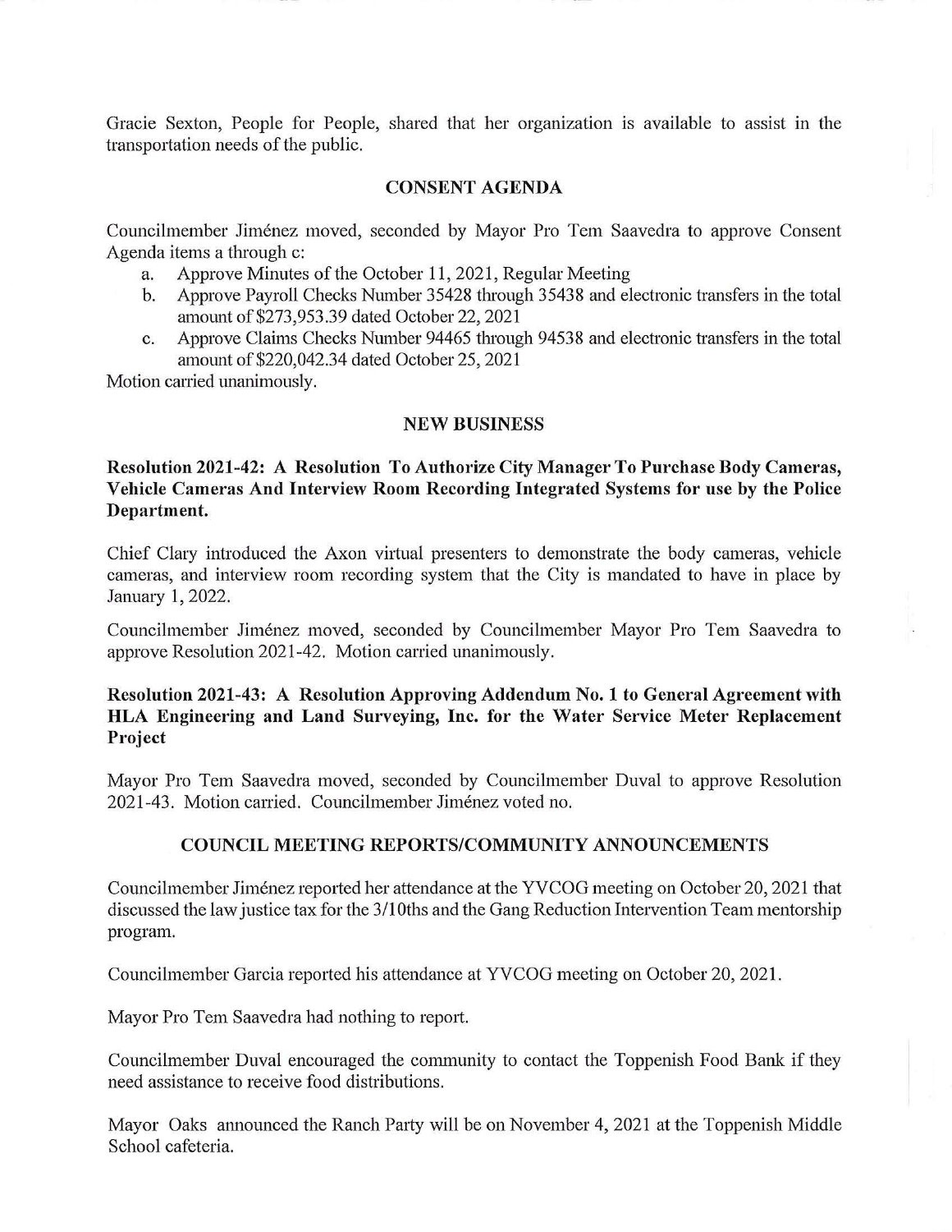Gracie Sexton, People for People, shared that her organization is available to assist in the transportation needs of the public.

## CONSENT AGENDA

Councilmember Jiménez moved, seconded by Mayor Pro Tem Saavedra to approve Consent Agenda items a through c:

a. Approve Minutes of the October 11, 2021, Regular Meeting
b. Approve Payroll Checks Number 35428 through 35438 and electronic transfers in the total amount of $273,953.39 dated October 22, 2021
c. Approve Claims Checks Number 94465 through 94538 and electronic transfers in the total amount of $220,042.34 dated October 25, 2021

Motion carried unanimously.

## NEW BUSINESS

**Resolution 2021-42: A Resolution To Authorize City Manager To Purchase Body Cameras, Vehicle Cameras And Interview Room Recording Integrated Systems for use by the Police Department.**

Chief Clary introduced the Axon virtual presenters to demonstrate the body cameras, vehicle cameras, and interview room recording system that the City is mandated to have in place by January 1, 2022.

Councilmember Jiménez moved, seconded by Councilmember Mayor Pro Tem Saavedra to approve Resolution 2021-42. Motion carried unanimously.

**Resolution 2021-43: A Resolution Approving Addendum No. 1 to General Agreement with HLA Engineering and Land Surveying, Inc. for the Water Service Meter Replacement Project**

Mayor Pro Tem Saavedra moved, seconded by Councilmember Duval to approve Resolution 2021-43. Motion carried. Councilmember Jiménez voted no.

## COUNCIL MEETING REPORTS/COMMUNITY ANNOUNCEMENTS

Councilmember Jiménez reported her attendance at the YVCOG meeting on October 20, 2021 that discussed the law justice tax for the 3/10ths and the Gang Reduction Intervention Team mentorship program.

Councilmember Garcia reported his attendance at YVCOG meeting on October 20, 2021.

Mayor Pro Tem Saavedra had nothing to report.

Councilmember Duval encouraged the community to contact the Toppenish Food Bank if they need assistance to receive food distributions.

Mayor Oaks announced the Ranch Party will be on November 4, 2021 at the Toppenish Middle School cafeteria.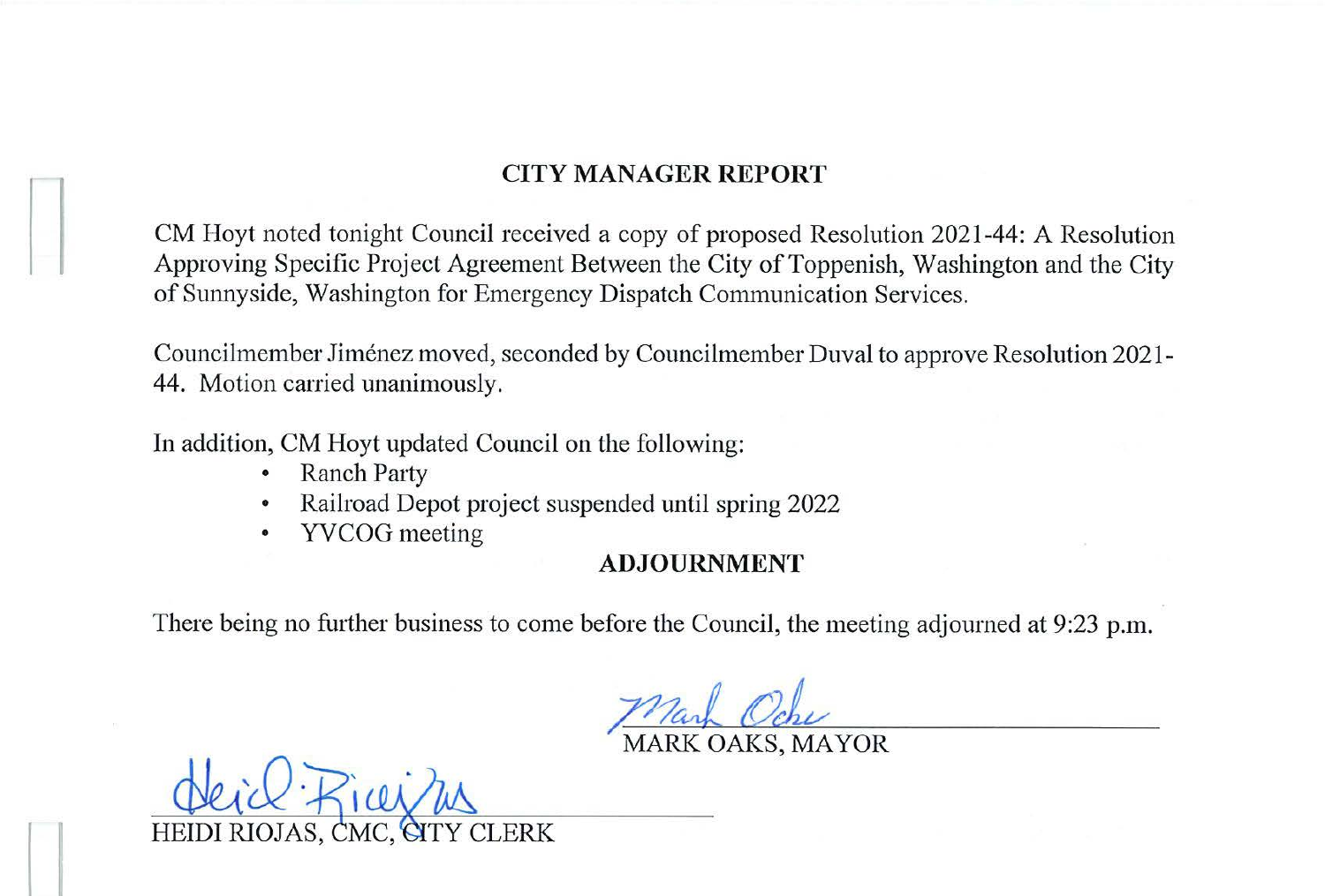## CITY MANAGER REPORT

CM Hoyt noted tonight Council received a copy of proposed Resolution 2021-44: A Resolution Approving Specific Project Agreement Between the City of Toppenish, Washington and the City of Sunnyside, Washington for Emergency Dispatch Communication Services.

Councilmember Jiménez moved, seconded by Councilmember Duval to approve Resolution 2021-44. Motion carried unanimously.

In addition, CM Hoyt updated Council on the following:

- Ranch Party
- Railroad Depot project suspended until spring 2022
- YVCOG meeting

## ADJOURNMENT

There being no further business to come before the Council, the meeting adjourned at 9:23 p.m.

MARK OAKS, MAYOR

HEIDI RIOJAS, CMC, CITY CLERK